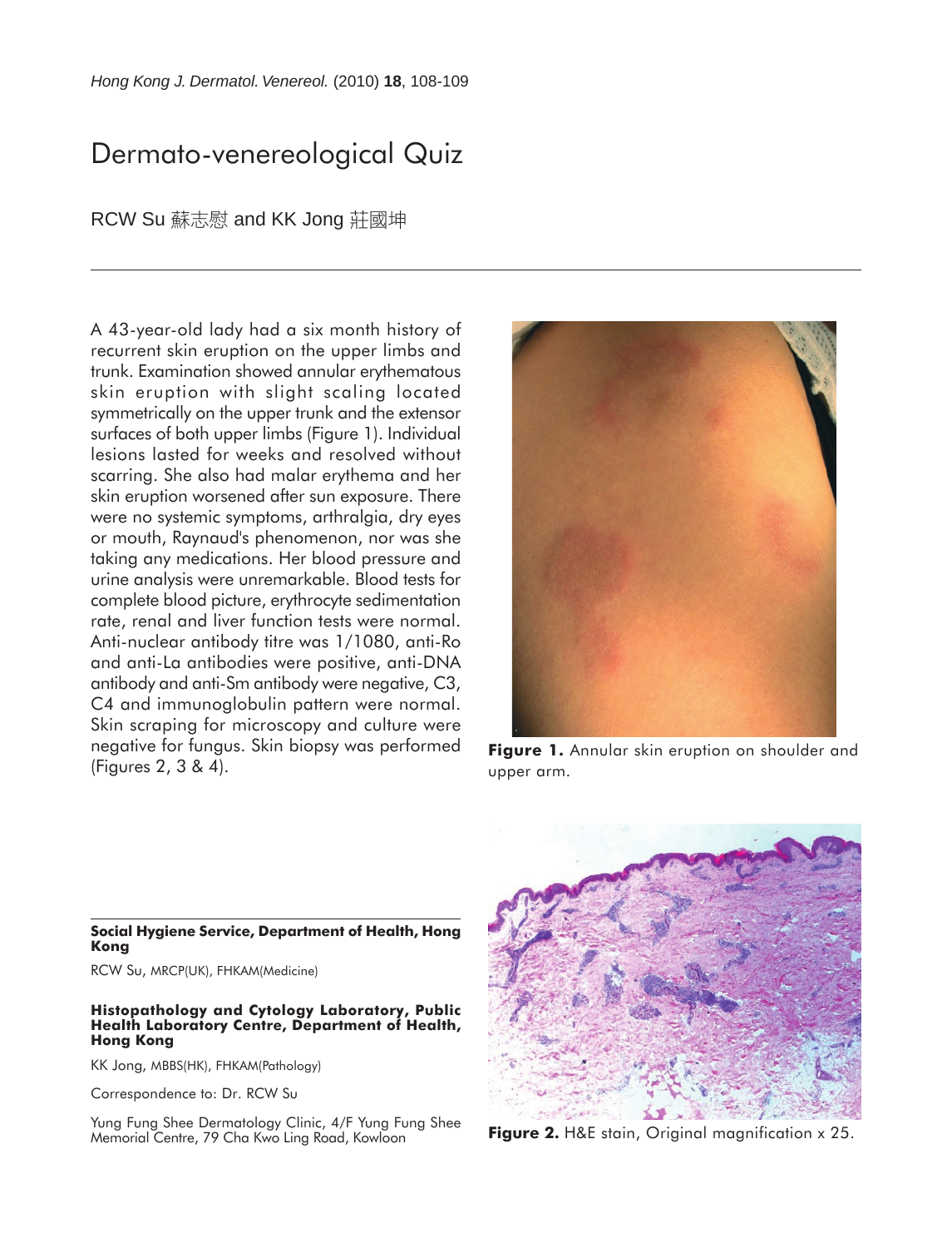# Dermato-venereological Quiz

RCW Su 蘇志慰 and KK Jong 莊國坤

A 43-year-old lady had a six month history of recurrent skin eruption on the upper limbs and trunk. Examination showed annular erythematous skin eruption with slight scaling located symmetrically on the upper trunk and the extensor surfaces of both upper limbs (Figure 1). Individual lesions lasted for weeks and resolved without scarring. She also had malar erythema and her skin eruption worsened after sun exposure. There were no systemic symptoms, arthralgia, dry eyes or mouth, Raynaud's phenomenon, nor was she taking any medications. Her blood pressure and urine analysis were unremarkable. Blood tests for complete blood picture, erythrocyte sedimentation rate, renal and liver function tests were normal. Anti-nuclear antibody titre was 1/1080, anti-Ro and anti-La antibodies were positive, anti-DNA antibody and anti-Sm antibody were negative, C3, C4 and immunoglobulin pattern were normal. Skin scraping for microscopy and culture were negative for fungus. Skin biopsy was performed (Figures 2, 3 & 4).

**Figure 1.** Annular skin eruption on shoulder and upper arm.

**Figure 2.** H&E stain, Original magnification x 25.

**Social Hygiene Service, Department of Health, Hong Kong**

RCW Su, MRCP(UK), FHKAM(Medicine)

**Histopathology and Cytology Laboratory, Public Health Laboratory Centre, Department of Health, Hong Kong**

KK Jong, MBBS(HK), FHKAM(Pathology)

Correspondence to: Dr. RCW Su

Yung Fung Shee Dermatology Clinic, 4/F Yung Fung Shee Memorial Centre, 79 Cha Kwo Ling Road, Kowloon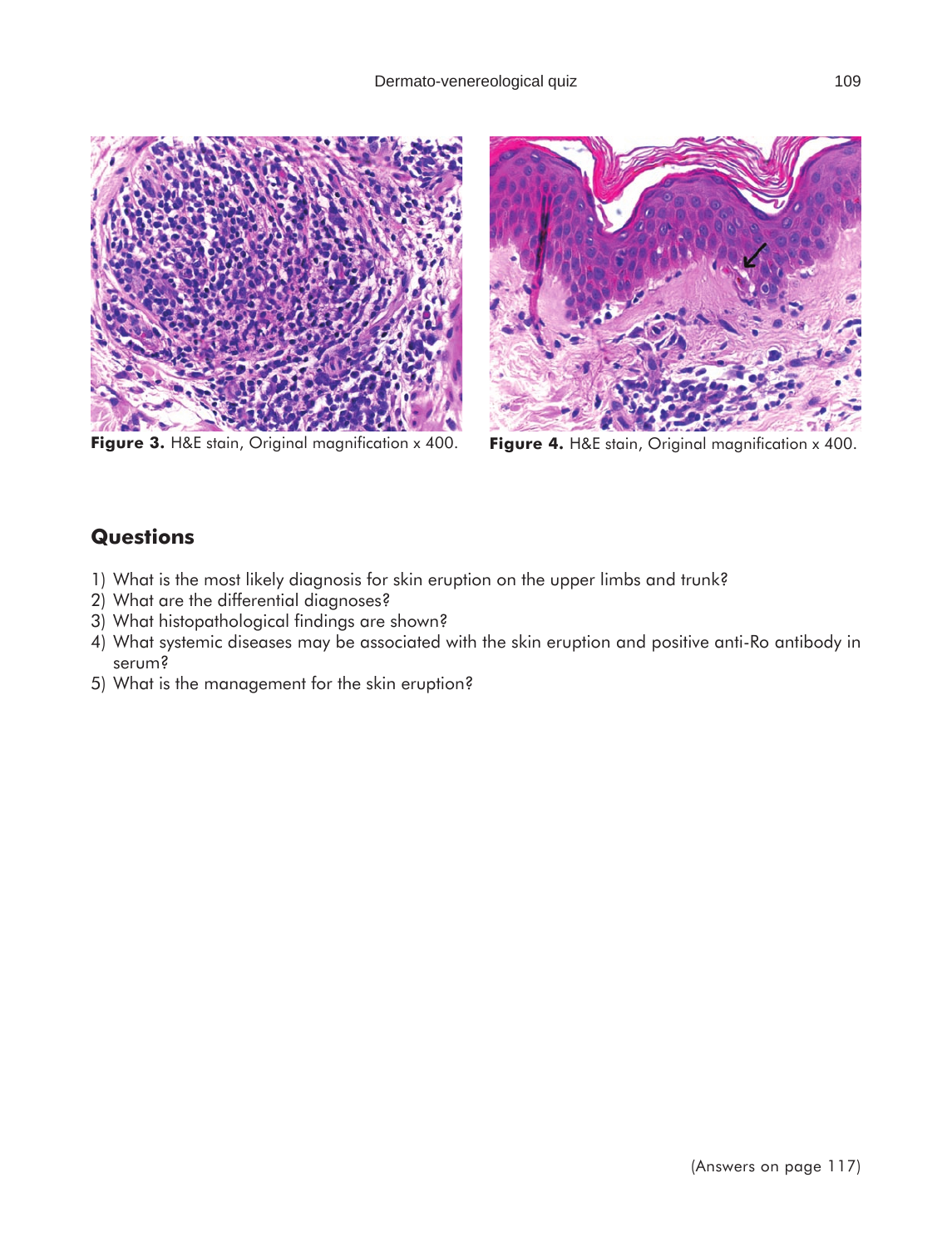**Figure 3.** H&E stain, Original magnification x 400.

**Figure 4.** H&E stain, Original magnification x 400.

## Questions

1) What is the most likely diagnosis for skin eruption on the upper limbs and trunk?
2) What are the differential diagnoses?
3) What histopathological findings are shown?
4) What systemic diseases may be associated with the skin eruption and positive anti-Ro antibody in serum?
5) What is the management for the skin eruption?

(Answers on page 117)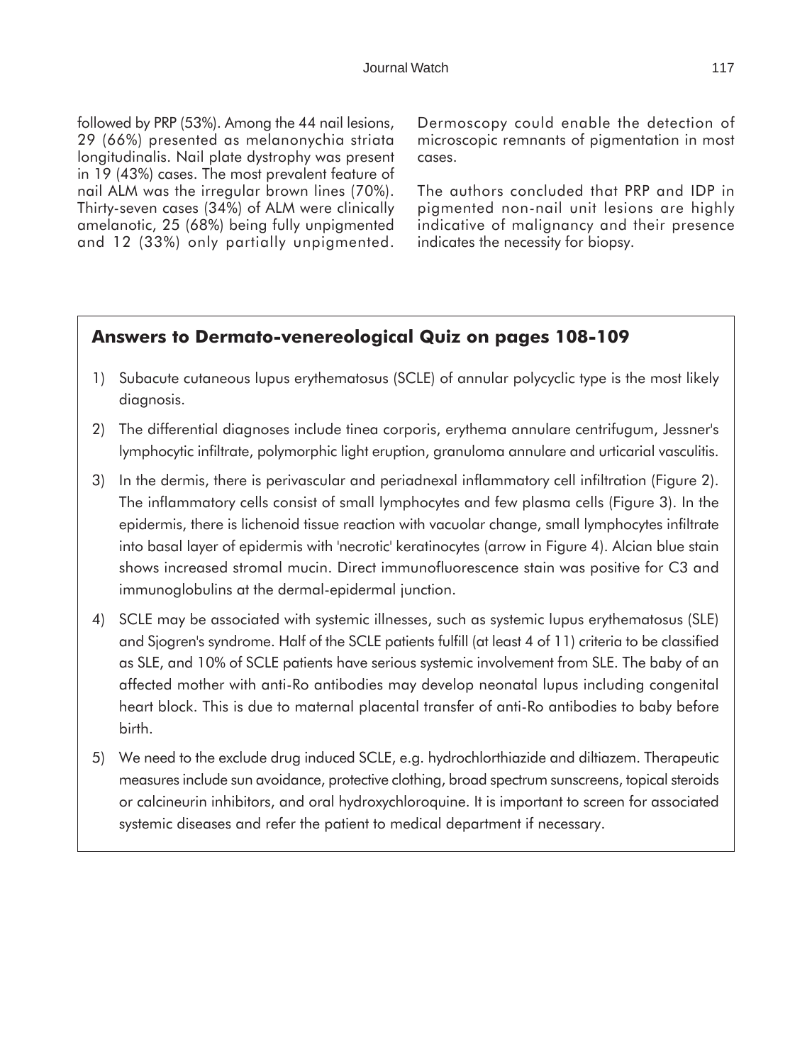followed by PRP (53%). Among the 44 nail lesions, 29 (66%) presented as melanonychia striata longitudinalis. Nail plate dystrophy was present in 19 (43%) cases. The most prevalent feature of nail ALM was the irregular brown lines (70%). Thirty-seven cases (34%) of ALM were clinically amelanotic, 25 (68%) being fully unpigmented and 12 (33%) only partially unpigmented. Dermoscopy could enable the detection of microscopic remnants of pigmentation in most cases.

The authors concluded that PRP and IDP in pigmented non-nail unit lesions are highly indicative of malignancy and their presence indicates the necessity for biopsy.

## Answers to Dermato-venereological Quiz on pages 108-109

1) Subacute cutaneous lupus erythematosus (SCLE) of annular polycyclic type is the most likely diagnosis.
2) The differential diagnoses include tinea corporis, erythema annulare centrifugum, Jessner's lymphocytic infiltrate, polymorphic light eruption, granuloma annulare and urticarial vasculitis.
3) In the dermis, there is perivascular and periadnexal inflammatory cell infiltration (Figure 2). The inflammatory cells consist of small lymphocytes and few plasma cells (Figure 3). In the epidermis, there is lichenoid tissue reaction with vacuolar change, small lymphocytes infiltrate into basal layer of epidermis with 'necrotic' keratinocytes (arrow in Figure 4). Alcian blue stain shows increased stromal mucin. Direct immunofluorescence stain was positive for C3 and immunoglobulins at the dermal-epidermal junction.
4) SCLE may be associated with systemic illnesses, such as systemic lupus erythematosus (SLE) and Sjogren's syndrome. Half of the SCLE patients fulfill (at least 4 of 11) criteria to be classified as SLE, and 10% of SCLE patients have serious systemic involvement from SLE. The baby of an affected mother with anti-Ro antibodies may develop neonatal lupus including congenital heart block. This is due to maternal placental transfer of anti-Ro antibodies to baby before birth.
5) We need to the exclude drug induced SCLE, e.g. hydrochlorthiazide and diltiazem. Therapeutic measures include sun avoidance, protective clothing, broad spectrum sunscreens, topical steroids or calcineurin inhibitors, and oral hydroxychloroquine. It is important to screen for associated systemic diseases and refer the patient to medical department if necessary.